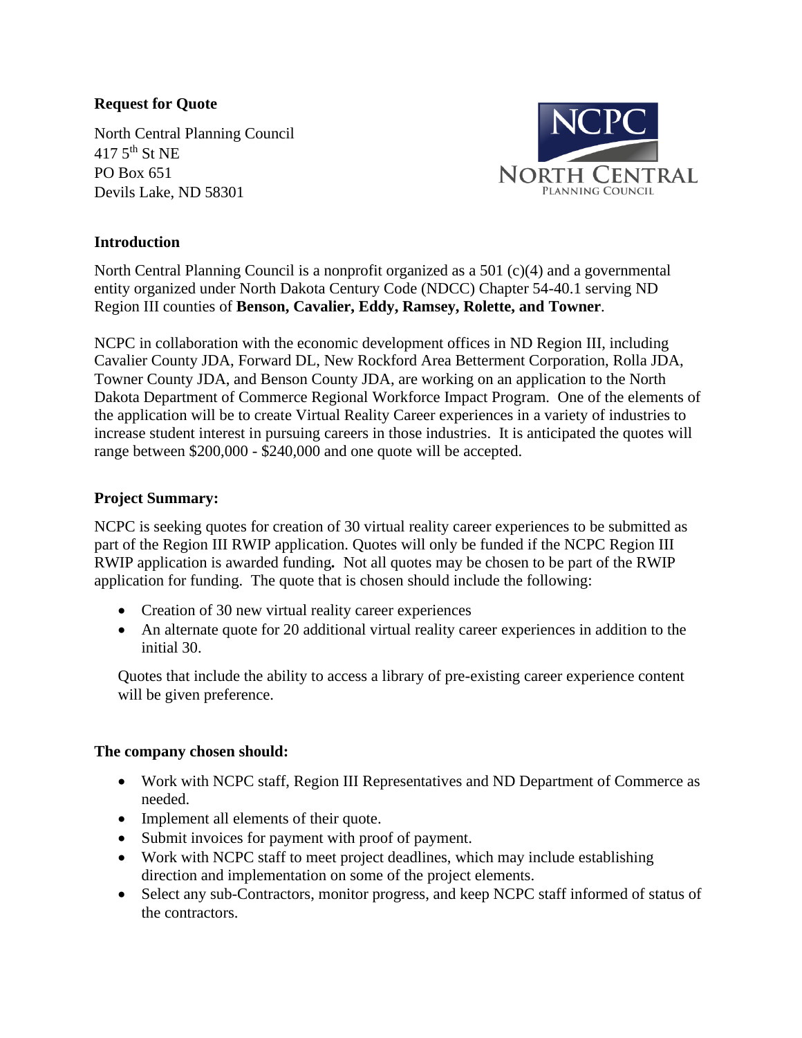**Request for Quote**

North Central Planning Council
417 5th St NE
PO Box 651
Devils Lake, ND 58301

**Introduction**

North Central Planning Council is a nonprofit organized as a 501 (c)(4) and a governmental entity organized under North Dakota Century Code (NDCC) Chapter 54-40.1 serving ND Region III counties of **Benson, Cavalier, Eddy, Ramsey, Rolette, and Towner**.

NCPC in collaboration with the economic development offices in ND Region III, including Cavalier County JDA, Forward DL, New Rockford Area Betterment Corporation, Rolla JDA, Towner County JDA, and Benson County JDA, are working on an application to the North Dakota Department of Commerce Regional Workforce Impact Program. One of the elements of the application will be to create Virtual Reality Career experiences in a variety of industries to increase student interest in pursuing careers in those industries. It is anticipated the quotes will range between $200,000 - $240,000 and one quote will be accepted.

**Project Summary:**

NCPC is seeking quotes for creation of 30 virtual reality career experiences to be submitted as part of the Region III RWIP application. Quotes will only be funded if the NCPC Region III RWIP application is awarded funding**.** Not all quotes may be chosen to be part of the RWIP application for funding. The quote that is chosen should include the following:

- Creation of 30 new virtual reality career experiences
- An alternate quote for 20 additional virtual reality career experiences in addition to the initial 30.

Quotes that include the ability to access a library of pre-existing career experience content will be given preference.

**The company chosen should:**

- Work with NCPC staff, Region III Representatives and ND Department of Commerce as needed.
- Implement all elements of their quote.
- Submit invoices for payment with proof of payment.
- Work with NCPC staff to meet project deadlines, which may include establishing direction and implementation on some of the project elements.
- Select any sub-Contractors, monitor progress, and keep NCPC staff informed of status of the contractors.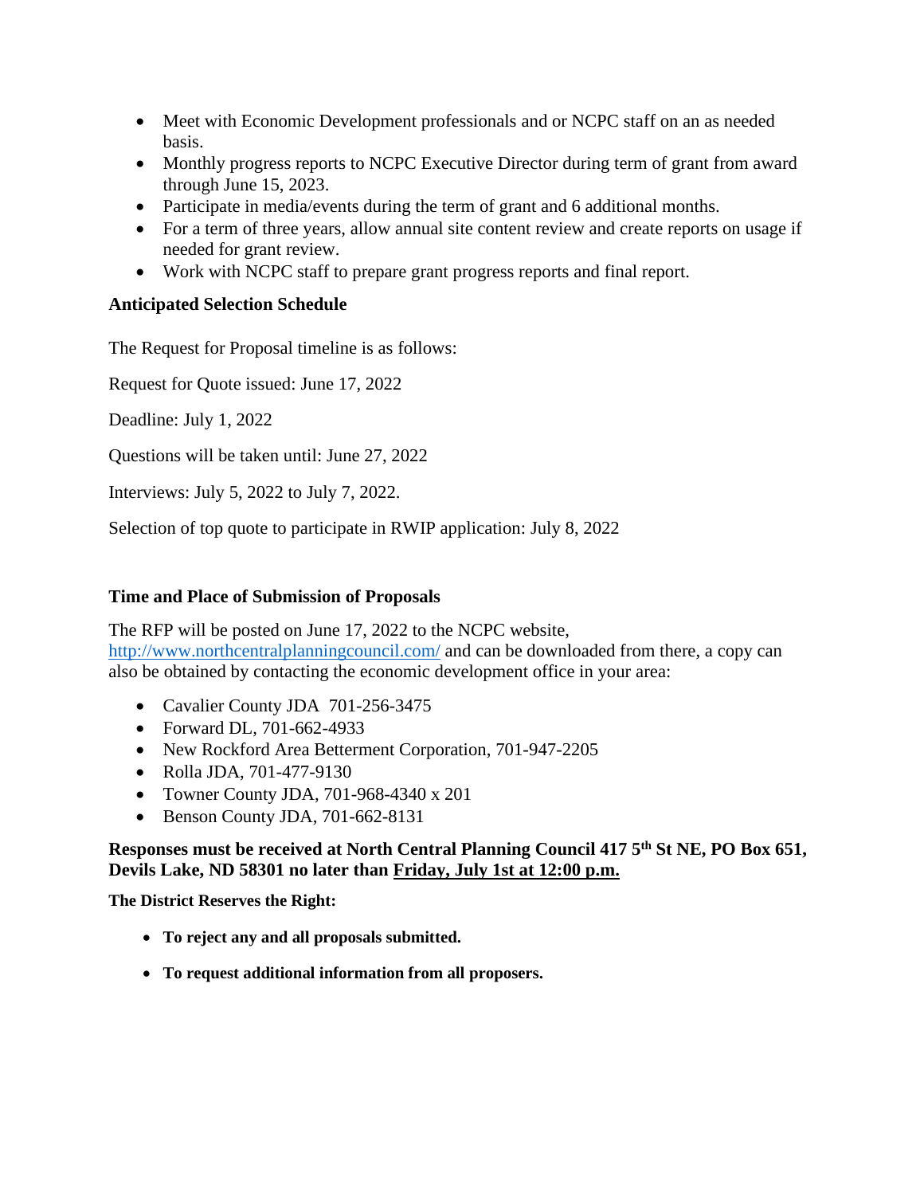- Meet with Economic Development professionals and or NCPC staff on an as needed basis.
- Monthly progress reports to NCPC Executive Director during term of grant from award through June 15, 2023.
- Participate in media/events during the term of grant and 6 additional months.
- For a term of three years, allow annual site content review and create reports on usage if needed for grant review.
- Work with NCPC staff to prepare grant progress reports and final report.

### Anticipated Selection Schedule

The Request for Proposal timeline is as follows:

Request for Quote issued: June 17, 2022

Deadline: July 1, 2022

Questions will be taken until: June 27, 2022

Interviews: July 5, 2022 to July 7, 2022.

Selection of top quote to participate in RWIP application: July 8, 2022

### Time and Place of Submission of Proposals

The RFP will be posted on June 17, 2022 to the NCPC website, http://www.northcentralplanningcouncil.com/ and can be downloaded from there, a copy can also be obtained by contacting the economic development office in your area:

- Cavalier County JDA 701-256-3475
- Forward DL, 701-662-4933
- New Rockford Area Betterment Corporation, 701-947-2205
- Rolla JDA, 701-477-9130
- Towner County JDA, 701-968-4340 x 201
- Benson County JDA, 701-662-8131

**Responses must be received at North Central Planning Council 417 5th St NE, PO Box 651, Devils Lake, ND 58301 no later than Friday, July 1st at 12:00 p.m.**

**The District Reserves the Right:**

- **To reject any and all proposals submitted.**
- **To request additional information from all proposers.**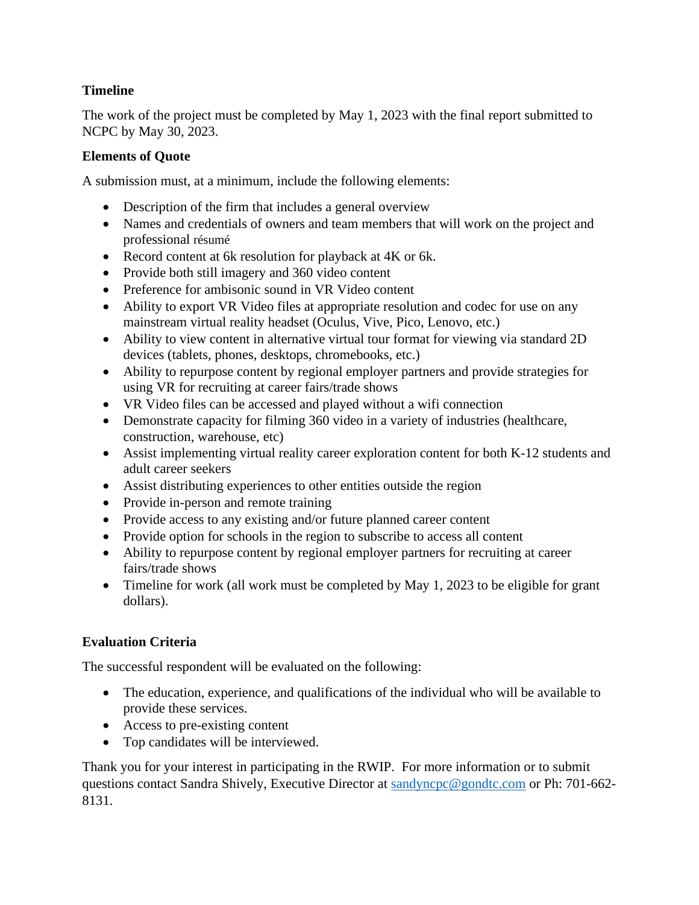**Timeline**

The work of the project must be completed by May 1, 2023 with the final report submitted to NCPC by May 30, 2023.

**Elements of Quote**

A submission must, at a minimum, include the following elements:

- Description of the firm that includes a general overview
- Names and credentials of owners and team members that will work on the project and professional résumé
- Record content at 6k resolution for playback at 4K or 6k.
- Provide both still imagery and 360 video content
- Preference for ambisonic sound in VR Video content
- Ability to export VR Video files at appropriate resolution and codec for use on any mainstream virtual reality headset (Oculus, Vive, Pico, Lenovo, etc.)
- Ability to view content in alternative virtual tour format for viewing via standard 2D devices (tablets, phones, desktops, chromebooks, etc.)
- Ability to repurpose content by regional employer partners and provide strategies for using VR for recruiting at career fairs/trade shows
- VR Video files can be accessed and played without a wifi connection
- Demonstrate capacity for filming 360 video in a variety of industries (healthcare, construction, warehouse, etc)
- Assist implementing virtual reality career exploration content for both K-12 students and adult career seekers
- Assist distributing experiences to other entities outside the region
- Provide in-person and remote training
- Provide access to any existing and/or future planned career content
- Provide option for schools in the region to subscribe to access all content
- Ability to repurpose content by regional employer partners for recruiting at career fairs/trade shows
- Timeline for work (all work must be completed by May 1, 2023 to be eligible for grant dollars).

**Evaluation Criteria**

The successful respondent will be evaluated on the following:

- The education, experience, and qualifications of the individual who will be available to provide these services.
- Access to pre-existing content
- Top candidates will be interviewed.

Thank you for your interest in participating in the RWIP. For more information or to submit questions contact Sandra Shively, Executive Director at sandyncpc@gondtc.com or Ph: 701-662-8131.